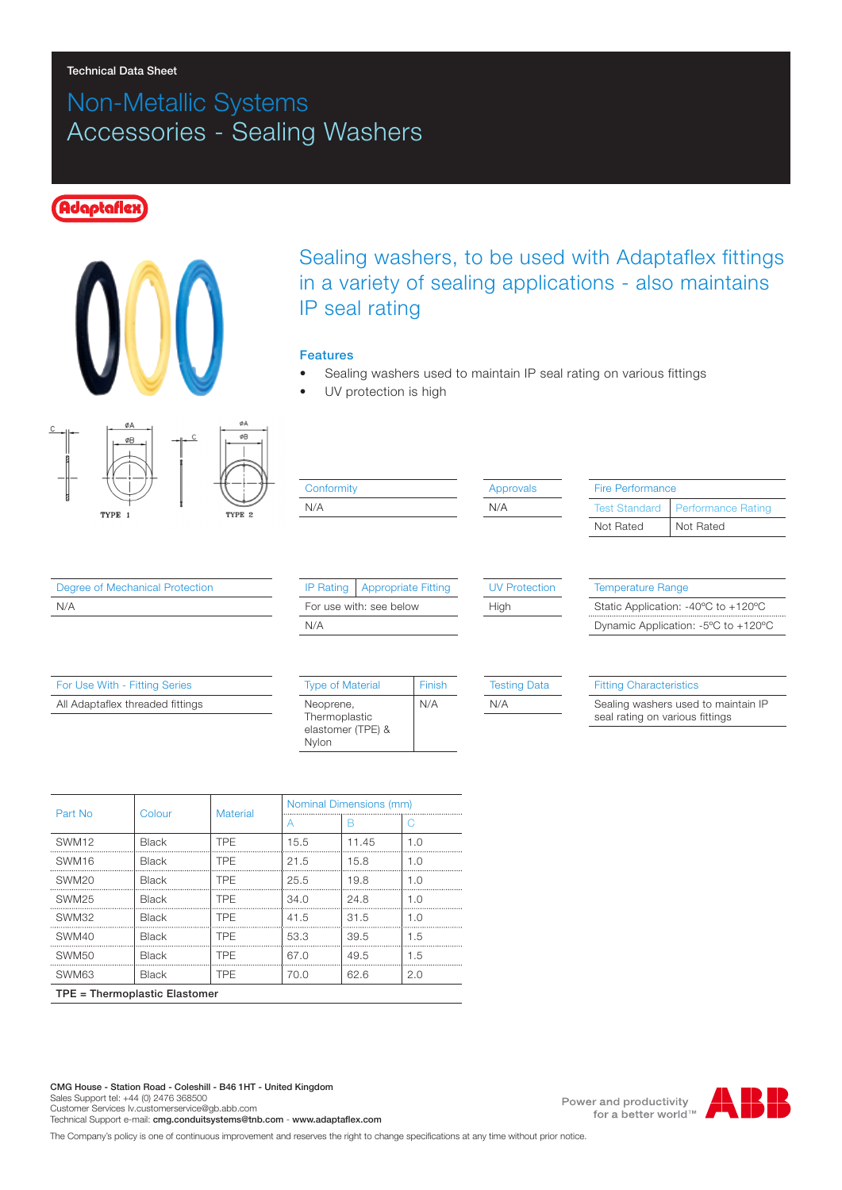Technical Data Sheet

# Non-Metallic Systems
# Accessories - Sealing Washers

Adaptaflex

## Sealing washers, to be used with Adaptaflex fittings in a variety of sealing applications - also maintains IP seal rating

### Features

- Sealing washers used to maintain IP seal rating on various fittings
- UV protection is high

TYPE 1 TYPE 2

| Conformity |
|---|
| N/A |

| Approvals |
|---|
| N/A |

| Fire Performance | |
|---|---|
| Test Standard | Performance Rating |
| Not Rated | Not Rated |

| Degree of Mechanical Protection |
|---|
| N/A |

| IP Rating | Appropriate Fitting |
|---|---|
| For use with: see below | |
| N/A | |

| UV Protection |
|---|
| High |

| Temperature Range |
|---|
| Static Application: -40ºC to +120ºC |
| Dynamic Application: -5ºC to +120ºC |

| For Use With - Fitting Series |
|---|
| All Adaptaflex threaded fittings |

| Type of Material | Finish |
|---|---|
| Neoprene, Thermoplastic elastomer (TPE) & Nylon | N/A |

| Testing Data |
|---|
| N/A |

| Fitting Characteristics |
|---|
| Sealing washers used to maintain IP seal rating on various fittings |

| Part No | Colour | Material | Nominal Dimensions (mm) | | |
|---|---|---|---|---|---|
| | | | A | B | C |
| SWM12 | Black | TPE | 15.5 | 11.45 | 1.0 |
| SWM16 | Black | TPE | 21.5 | 15.8 | 1.0 |
| SWM20 | Black | TPE | 25.5 | 19.8 | 1.0 |
| SWM25 | Black | TPE | 34.0 | 24.8 | 1.0 |
| SWM32 | Black | TPE | 41.5 | 31.5 | 1.0 |
| SWM40 | Black | TPE | 53.3 | 39.5 | 1.5 |
| SWM50 | Black | TPE | 67.0 | 49.5 | 1.5 |
| SWM63 | Black | TPE | 70.0 | 62.6 | 2.0 |

**TPE = Thermoplastic Elastomer**

**CMG House - Station Road - Coleshill - B46 1HT - United Kingdom**
Sales Support tel: +44 (0) 2476 368500
Customer Services lv.customerservice@gb.abb.com
Technical Support e-mail: **cmg.conduitsystems@tnb.com** - **www.adaptaflex.com**

The Company's policy is one of continuous improvement and reserves the right to change specifications at any time without prior notice.

Power and productivity for a better world™

ABB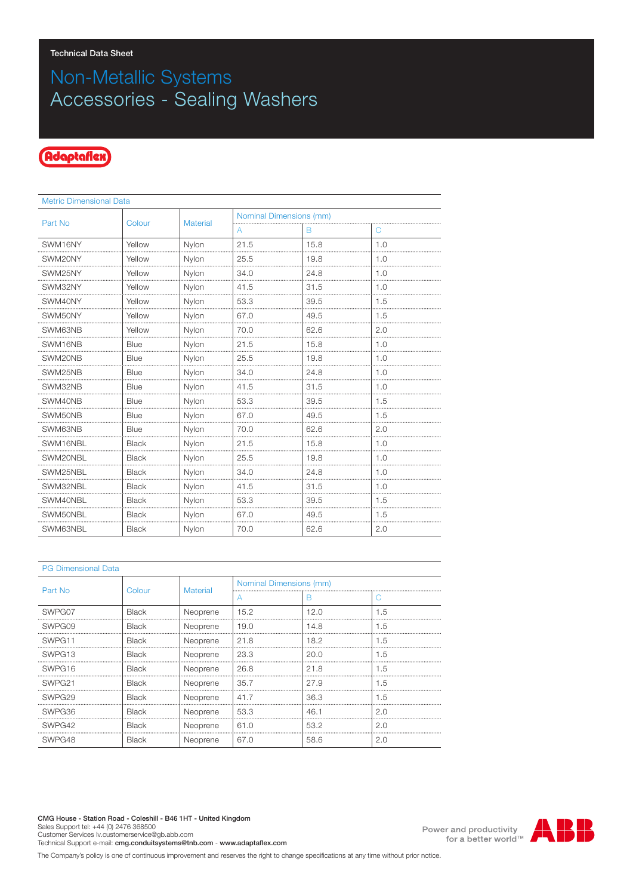Technical Data Sheet

# Non-Metallic Systems
# Accessories - Sealing Washers

Adaptaflex

## Metric Dimensional Data

| Part No | Colour | Material | Nominal Dimensions (mm) | | |
|---|---|---|---|---|---|
| | | | A | B | C |
| SWM16NY | Yellow | Nylon | 21.5 | 15.8 | 1.0 |
| SWM20NY | Yellow | Nylon | 25.5 | 19.8 | 1.0 |
| SWM25NY | Yellow | Nylon | 34.0 | 24.8 | 1.0 |
| SWM32NY | Yellow | Nylon | 41.5 | 31.5 | 1.0 |
| SWM40NY | Yellow | Nylon | 53.3 | 39.5 | 1.5 |
| SWM50NY | Yellow | Nylon | 67.0 | 49.5 | 1.5 |
| SWM63NB | Yellow | Nylon | 70.0 | 62.6 | 2.0 |
| SWM16NB | Blue | Nylon | 21.5 | 15.8 | 1.0 |
| SWM20NB | Blue | Nylon | 25.5 | 19.8 | 1.0 |
| SWM25NB | Blue | Nylon | 34.0 | 24.8 | 1.0 |
| SWM32NB | Blue | Nylon | 41.5 | 31.5 | 1.0 |
| SWM40NB | Blue | Nylon | 53.3 | 39.5 | 1.5 |
| SWM50NB | Blue | Nylon | 67.0 | 49.5 | 1.5 |
| SWM63NB | Blue | Nylon | 70.0 | 62.6 | 2.0 |
| SWM16NBL | Black | Nylon | 21.5 | 15.8 | 1.0 |
| SWM20NBL | Black | Nylon | 25.5 | 19.8 | 1.0 |
| SWM25NBL | Black | Nylon | 34.0 | 24.8 | 1.0 |
| SWM32NBL | Black | Nylon | 41.5 | 31.5 | 1.0 |
| SWM40NBL | Black | Nylon | 53.3 | 39.5 | 1.5 |
| SWM50NBL | Black | Nylon | 67.0 | 49.5 | 1.5 |
| SWM63NBL | Black | Nylon | 70.0 | 62.6 | 2.0 |

## PG Dimensional Data

| Part No | Colour | Material | Nominal Dimensions (mm) | | |
|---|---|---|---|---|---|
| | | | A | B | C |
| SWPG07 | Black | Neoprene | 15.2 | 12.0 | 1.5 |
| SWPG09 | Black | Neoprene | 19.0 | 14.8 | 1.5 |
| SWPG11 | Black | Neoprene | 21.8 | 18.2 | 1.5 |
| SWPG13 | Black | Neoprene | 23.3 | 20.0 | 1.5 |
| SWPG16 | Black | Neoprene | 26.8 | 21.8 | 1.5 |
| SWPG21 | Black | Neoprene | 35.7 | 27.9 | 1.5 |
| SWPG29 | Black | Neoprene | 41.7 | 36.3 | 1.5 |
| SWPG36 | Black | Neoprene | 53.3 | 46.1 | 2.0 |
| SWPG42 | Black | Neoprene | 61.0 | 53.2 | 2.0 |
| SWPG48 | Black | Neoprene | 67.0 | 58.6 | 2.0 |

**CMG House - Station Road - Coleshill - B46 1HT - United Kingdom**
Sales Support tel: +44 (0) 2476 368500
Customer Services lv.customerservice@gb.abb.com
Technical Support e-mail: **cmg.conduitsystems@tnb.com** - **www.adaptaflex.com**

Power and productivity for a better world™ ABB

The Company's policy is one of continuous improvement and reserves the right to change specifications at any time without prior notice.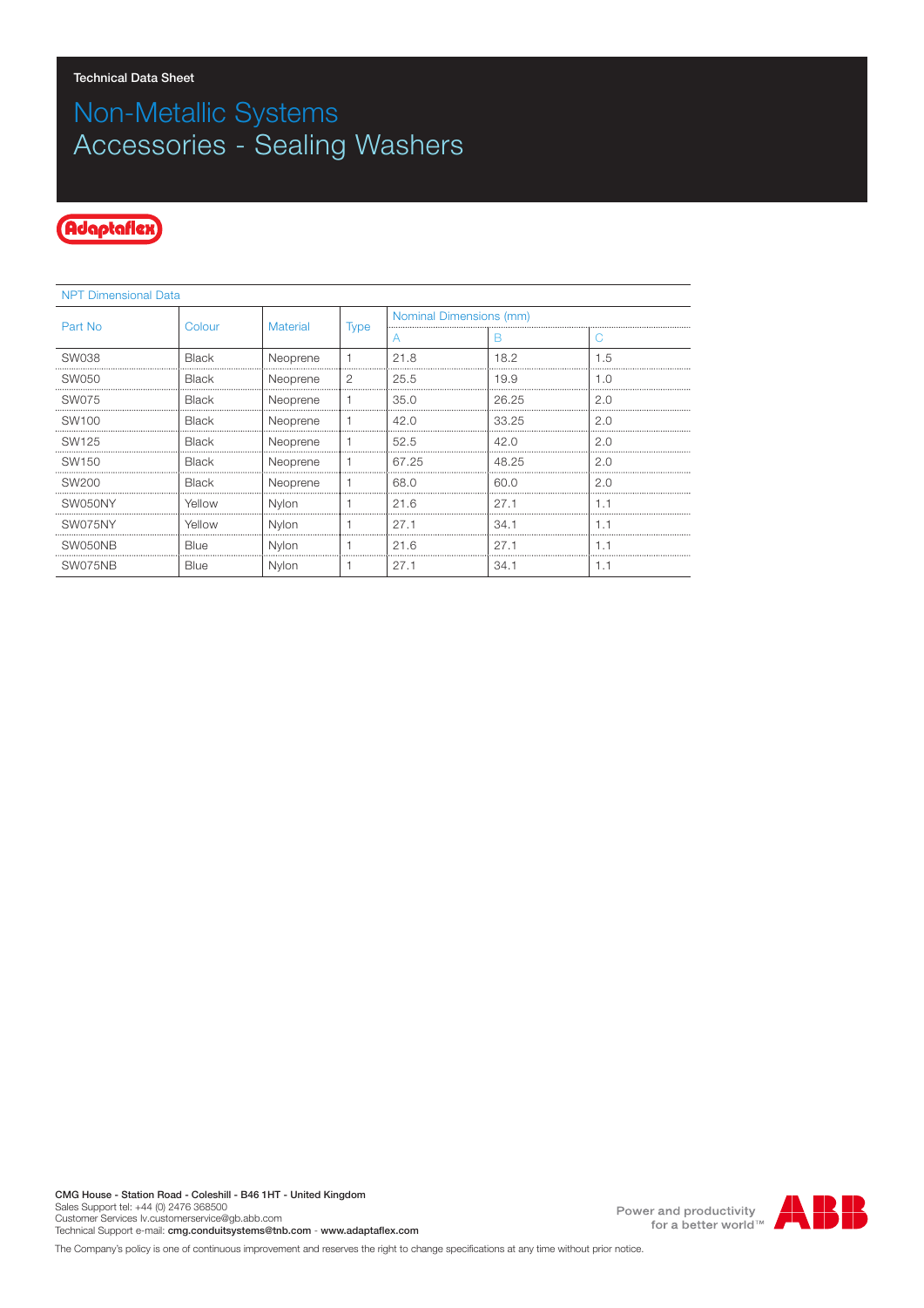Technical Data Sheet

# Non-Metallic Systems
# Accessories - Sealing Washers

Adaptaflex

NPT Dimensional Data

| Part No | Colour | Material | Type | Nominal Dimensions (mm) | | |
|---|---|---|---|---|---|---|
| | | | | A | B | C |
| SW038 | Black | Neoprene | 1 | 21.8 | 18.2 | 1.5 |
| SW050 | Black | Neoprene | 2 | 25.5 | 19.9 | 1.0 |
| SW075 | Black | Neoprene | 1 | 35.0 | 26.25 | 2.0 |
| SW100 | Black | Neoprene | 1 | 42.0 | 33.25 | 2.0 |
| SW125 | Black | Neoprene | 1 | 52.5 | 42.0 | 2.0 |
| SW150 | Black | Neoprene | 1 | 67.25 | 48.25 | 2.0 |
| SW200 | Black | Neoprene | 1 | 68.0 | 60.0 | 2.0 |
| SW050NY | Yellow | Nylon | 1 | 21.6 | 27.1 | 1.1 |
| SW075NY | Yellow | Nylon | 1 | 27.1 | 34.1 | 1.1 |
| SW050NB | Blue | Nylon | 1 | 21.6 | 27.1 | 1.1 |
| SW075NB | Blue | Nylon | 1 | 27.1 | 34.1 | 1.1 |

**CMG House - Station Road - Coleshill - B46 1HT - United Kingdom**
Sales Support tel: +44 (0) 2476 368500
Customer Services lv.customerservice@gb.abb.com
Technical Support e-mail: **cmg.conduitsystems@tnb.com** - **www.adaptaflex.com**

Power and productivity for a better world™ ABB

The Company's policy is one of continuous improvement and reserves the right to change specifications at any time without prior notice.